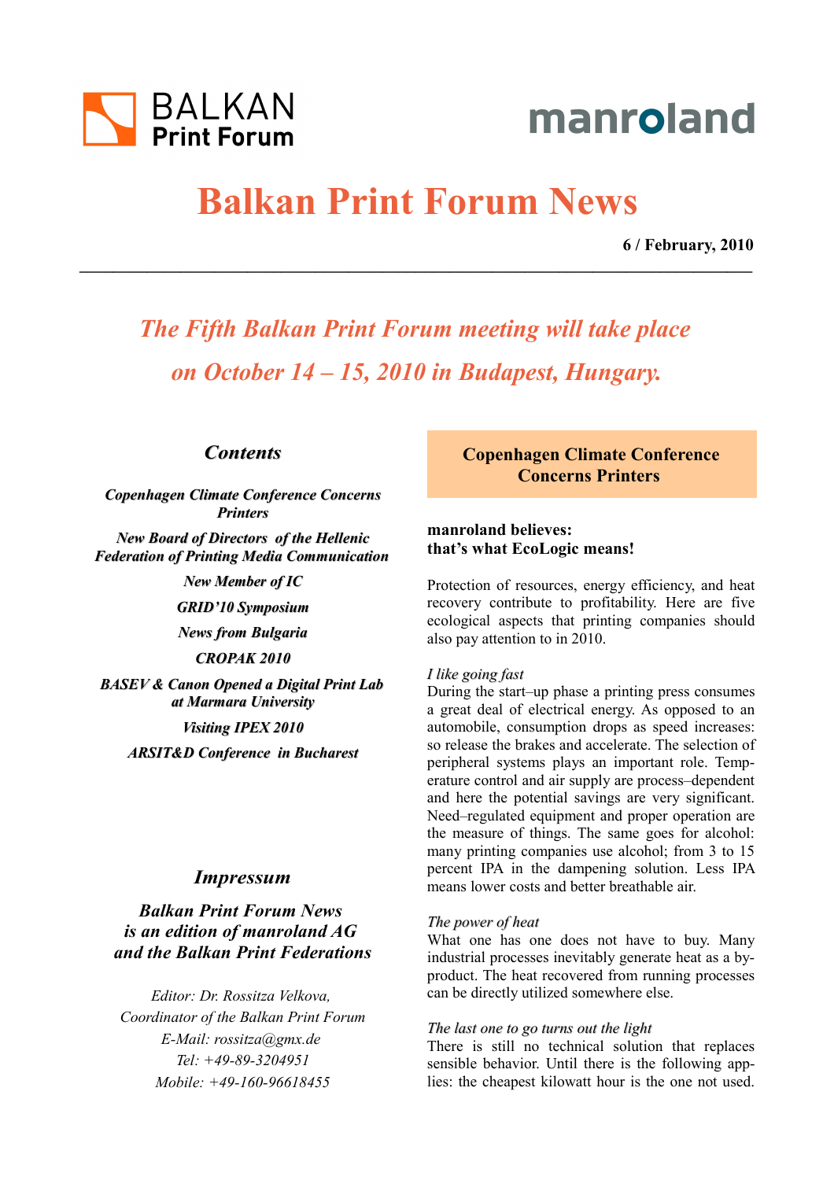BALKAN Print Forum

manroland

# Balkan Print Forum News

**6 / February, 2010**

---

## *The Fifth Balkan Print Forum meeting will take place on October 14 – 15, 2010 in Budapest, Hungary.*

### *Contents*

*Copenhagen Climate Conference Concerns Printers*

*New Board of Directors of the Hellenic Federation of Printing Media Communication*

*New Member of IC*

*GRID'10 Symposium*

*News from Bulgaria*

*CROPAK 2010*

*BASEV & Canon Opened a Digital Print Lab at Marmara University*

*Visiting IPEX 2010*

*ARSIT&D Conference in Bucharest*

### *Impressum*

***Balkan Print Forum News is an edition of manroland AG and the Balkan Print Federations***

*Editor: Dr. Rossitza Velkova,*
*Coordinator of the Balkan Print Forum*
*E-Mail: rossitza@gmx.de*
*Tel: +49-89-3204951*
*Mobile: +49-160-96618455*

## Copenhagen Climate Conference Concerns Printers

**manroland believes:**
**that's what EcoLogic means!**

Protection of resources, energy efficiency, and heat recovery contribute to profitability. Here are five ecological aspects that printing companies should also pay attention to in 2010.

*I like going fast*
During the start–up phase a printing press consumes a great deal of electrical energy. As opposed to an automobile, consumption drops as speed increases: so release the brakes and accelerate. The selection of peripheral systems plays an important role. Temperature control and air supply are process–dependent and here the potential savings are very significant. Need–regulated equipment and proper operation are the measure of things. The same goes for alcohol: many printing companies use alcohol; from 3 to 15 percent IPA in the dampening solution. Less IPA means lower costs and better breathable air.

*The power of heat*
What one has one does not have to buy. Many industrial processes inevitably generate heat as a by-product. The heat recovered from running processes can be directly utilized somewhere else.

*The last one to go turns out the light*
There is still no technical solution that replaces sensible behavior. Until there is the following applies: the cheapest kilowatt hour is the one not used.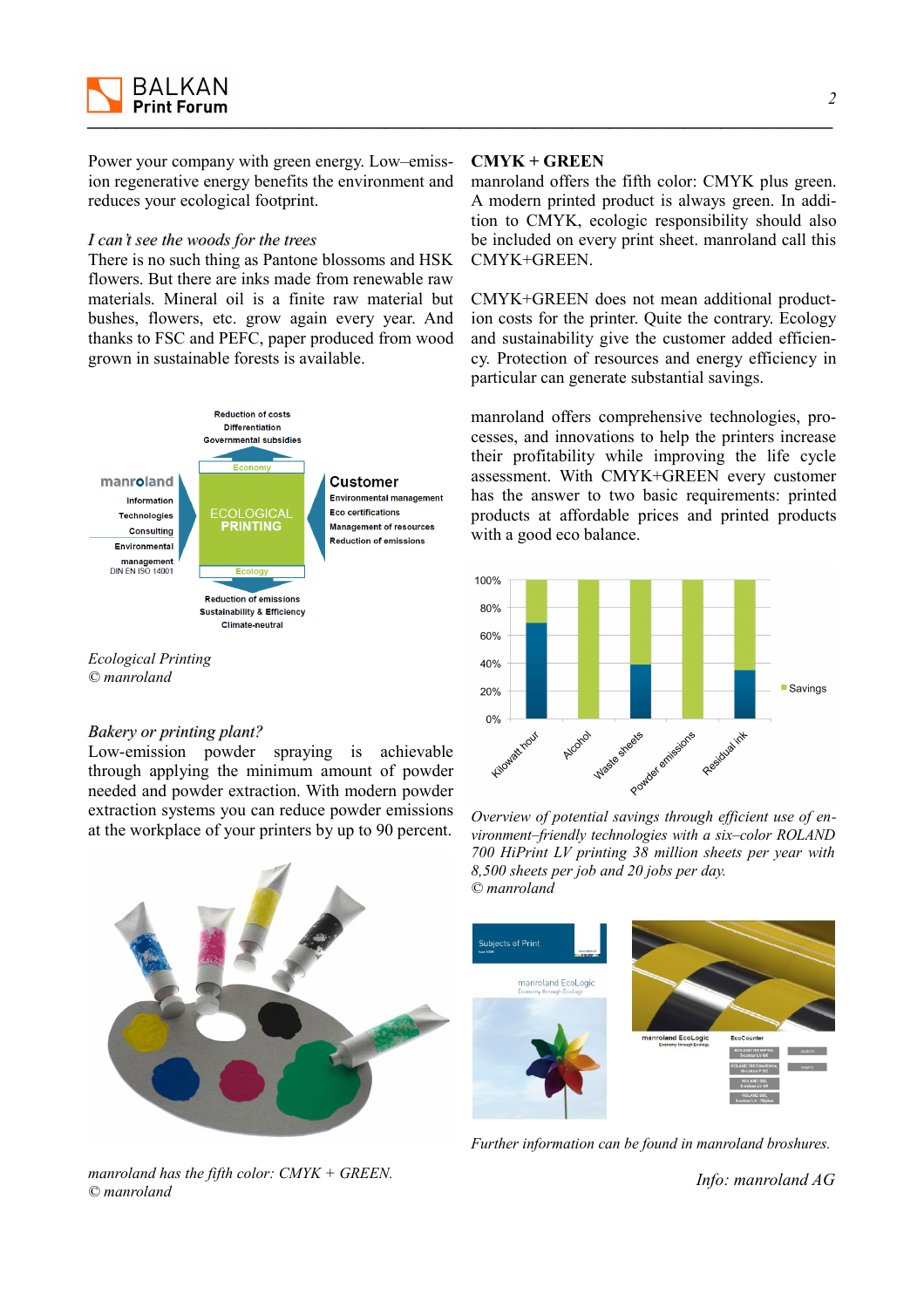Power your company with green energy. Low–emission regenerative energy benefits the environment and reduces your ecological footprint.

*I can't see the woods for the trees*

There is no such thing as Pantone blossoms and HSK flowers. But there are inks made from renewable raw materials. Mineral oil is a finite raw material but bushes, flowers, etc. grow again every year. And thanks to FSC and PEFC, paper produced from wood grown in sustainable forests is available.

*Ecological Printing*
*© manroland*

*Bakery or printing plant?*

Low-emission powder spraying is achievable through applying the minimum amount of powder needed and powder extraction. With modern powder extraction systems you can reduce powder emissions at the workplace of your printers by up to 90 percent.

*manroland has the fifth color: CMYK + GREEN.*
*© manroland*

## CMYK + GREEN

manroland offers the fifth color: CMYK plus green. A modern printed product is always green. In addition to CMYK, ecologic responsibility should also be included on every print sheet. manroland call this CMYK+GREEN.

CMYK+GREEN does not mean additional production costs for the printer. Quite the contrary. Ecology and sustainability give the customer added efficiency. Protection of resources and energy efficiency in particular can generate substantial savings.

manroland offers comprehensive technologies, processes, and innovations to help the printers increase their profitability while improving the life cycle assessment. With CMYK+GREEN every customer has the answer to two basic requirements: printed products at affordable prices and printed products with a good eco balance.

*Overview of potential savings through efficient use of environment–friendly technologies with a six–color ROLAND 700 HiPrint LV printing 38 million sheets per year with 8,500 sheets per job and 20 jobs per day.*
*© manroland*

*Further information can be found in manroland broshures.*

*Info: manroland AG*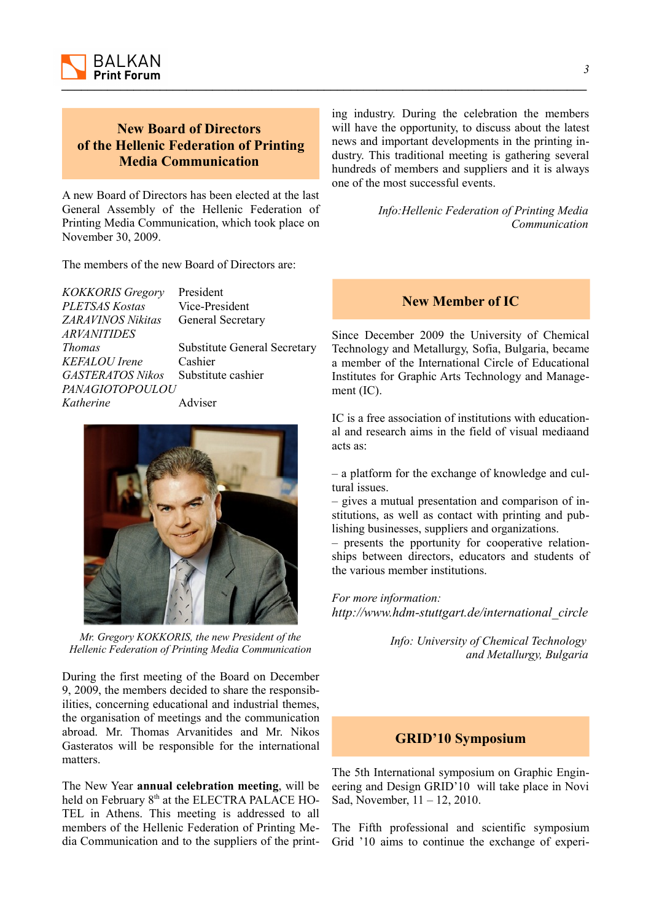## New Board of Directors of the Hellenic Federation of Printing Media Communication

A new Board of Directors has been elected at the last General Assembly of the Hellenic Federation of Printing Media Communication, which took place on November 30, 2009.

The members of the new Board of Directors are:

| | |
|---|---|
| *KOKKORIS Gregory* | President |
| *PLETSAS Kostas* | Vice-President |
| *ZARAVINOS Nikitas* | General Secretary |
| *ARVANITIDES Thomas* | Substitute General Secretary |
| *KEFALOU Irene* | Cashier |
| *GASTERATOS Nikos* | Substitute cashier |
| *PANAGIOTOPOULOU Katherine* | Adviser |

*Mr. Gregory KOKKORIS, the new President of the Hellenic Federation of Printing Media Communication*

During the first meeting of the Board on December 9, 2009, the members decided to share the responsibilities, concerning educational and industrial themes, the organisation of meetings and the communication abroad. Mr. Thomas Arvanitides and Mr. Nikos Gasteratos will be responsible for the international matters.

The New Year **annual celebration meeting**, will be held on February 8th at the ELECTRA PALACE HOTEL in Athens. This meeting is addressed to all members of the Hellenic Federation of Printing Media Communication and to the suppliers of the printing industry. During the celebration the members will have the opportunity, to discuss about the latest news and important developments in the printing industry. This traditional meeting is gathering several hundreds of members and suppliers and it is always one of the most successful events.

*Info:Hellenic Federation of Printing Media Communication*

## New Member of IC

Since December 2009 the University of Chemical Technology and Metallurgy, Sofia, Bulgaria, became a member of the International Circle of Educational Institutes for Graphic Arts Technology and Management (IC).

IC is a free association of institutions with educational and research aims in the field of visual mediaand acts as:

– a platform for the exchange of knowledge and cultural issues.
– gives a mutual presentation and comparison of institutions, as well as contact with printing and publishing businesses, suppliers and organizations.
– presents the pportunity for cooperative relationships between directors, educators and students of the various member institutions.

*For more information:*
*http://www.hdm-stuttgart.de/international_circle*

*Info: University of Chemical Technology and Metallurgy, Bulgaria*

## GRID'10 Symposium

The 5th International symposium on Graphic Engineering and Design GRID'10 will take place in Novi Sad, November, 11 – 12, 2010.

The Fifth professional and scientific symposium Grid '10 aims to continue the exchange of experi-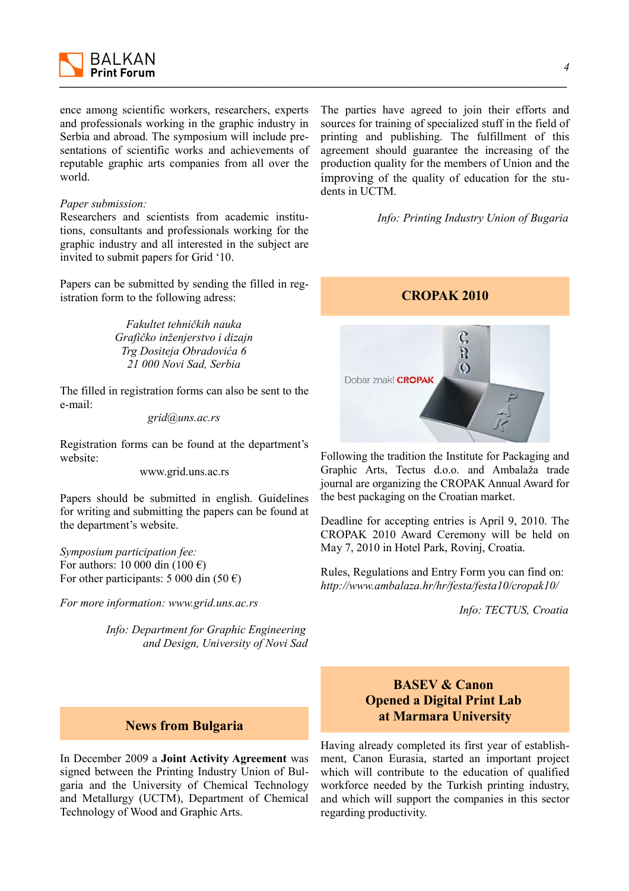ence among scientific workers, researchers, experts and professionals working in the graphic industry in Serbia and abroad. The symposium will include presentations of scientific works and achievements of reputable graphic arts companies from all over the world.

*Paper submission:*
Researchers and scientists from academic institutions, consultants and professionals working for the graphic industry and all interested in the subject are invited to submit papers for Grid '10.

Papers can be submitted by sending the filled in registration form to the following adress:

*Fakultet tehničkih nauka*
*Grafičko inženjerstvo i dizajn*
*Trg Dositeja Obradovića 6*
*21 000 Novi Sad, Serbia*

The filled in registration forms can also be sent to the e-mail:

*grid@uns.ac.rs*

Registration forms can be found at the department's website:

www.grid.uns.ac.rs

Papers should be submitted in english. Guidelines for writing and submitting the papers can be found at the department's website.

*Symposium participation fee:*
For authors: 10 000 din (100 €)
For other participants: 5 000 din (50 €)

*For more information: www.grid.uns.ac.rs*

*Info: Department for Graphic Engineering and Design, University of Novi Sad*

## News from Bulgaria

In December 2009 a **Joint Activity Agreement** was signed between the Printing Industry Union of Bulgaria and the University of Chemical Technology and Metallurgy (UCTM), Department of Chemical Technology of Wood and Graphic Arts.

The parties have agreed to join their efforts and sources for training of specialized stuff in the field of printing and publishing. The fulfillment of this agreement should guarantee the increasing of the production quality for the members of Union and the improving of the quality of education for the students in UCTM.

*Info: Printing Industry Union of Bugaria*

## CROPAK 2010

Following the tradition the Institute for Packaging and Graphic Arts, Tectus d.o.o. and Ambalaža trade journal are organizing the CROPAK Annual Award for the best packaging on the Croatian market.

Deadline for accepting entries is April 9, 2010. The CROPAK 2010 Award Ceremony will be held on May 7, 2010 in Hotel Park, Rovinj, Croatia.

Rules, Regulations and Entry Form you can find on: *http://www.ambalaza.hr/hr/festa/festa10/cropak10/*

*Info: TECTUS, Croatia*

## BASEV & Canon Opened a Digital Print Lab at Marmara University

Having already completed its first year of establishment, Canon Eurasia, started an important project which will contribute to the education of qualified workforce needed by the Turkish printing industry, and which will support the companies in this sector regarding productivity.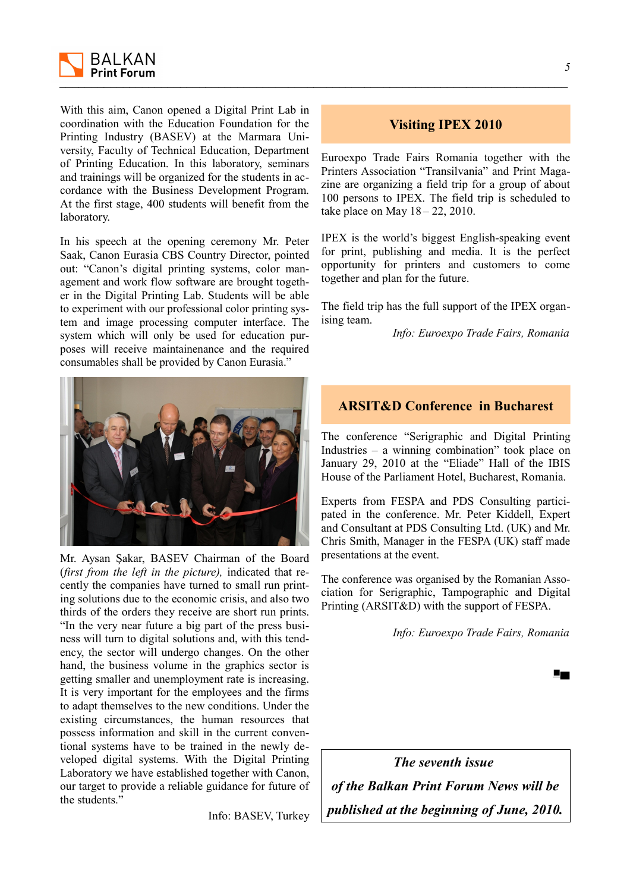With this aim, Canon opened a Digital Print Lab in coordination with the Education Foundation for the Printing Industry (BASEV) at the Marmara University, Faculty of Technical Education, Department of Printing Education. In this laboratory, seminars and trainings will be organized for the students in accordance with the Business Development Program. At the first stage, 400 students will benefit from the laboratory.

In his speech at the opening ceremony Mr. Peter Saak, Canon Eurasia CBS Country Director, pointed out: "Canon's digital printing systems, color management and work flow software are brought together in the Digital Printing Lab. Students will be able to experiment with our professional color printing system and image processing computer interface. The system which will only be used for education purposes will receive maintainenance and the required consumables shall be provided by Canon Eurasia."

Mr. Aysan Şakar, BASEV Chairman of the Board (*first from the left in the picture),* indicated that recently the companies have turned to small run printing solutions due to the economic crisis, and also two thirds of the orders they receive are short run prints. "In the very near future a big part of the press business will turn to digital solutions and, with this tendency, the sector will undergo changes. On the other hand, the business volume in the graphics sector is getting smaller and unemployment rate is increasing. It is very important for the employees and the firms to adapt themselves to the new conditions. Under the existing circumstances, the human resources that possess information and skill in the current conventional systems have to be trained in the newly developed digital systems. With the Digital Printing Laboratory we have established together with Canon, our target to provide a reliable guidance for future of the students."

Info: BASEV, Turkey

## Visiting IPEX 2010

Euroexpo Trade Fairs Romania together with the Printers Association "Transilvania" and Print Magazine are organizing a field trip for a group of about 100 persons to IPEX. The field trip is scheduled to take place on May 18 – 22, 2010.

IPEX is the world's biggest English-speaking event for print, publishing and media. It is the perfect opportunity for printers and customers to come together and plan for the future.

The field trip has the full support of the IPEX organising team.

*Info: Euroexpo Trade Fairs, Romania*

## ARSIT&D Conference in Bucharest

The conference "Serigraphic and Digital Printing Industries – a winning combination" took place on January 29, 2010 at the "Eliade" Hall of the IBIS House of the Parliament Hotel, Bucharest, Romania.

Experts from FESPA and PDS Consulting participated in the conference. Mr. Peter Kiddell, Expert and Consultant at PDS Consulting Ltd. (UK) and Mr. Chris Smith, Manager in the FESPA (UK) staff made presentations at the event.

The conference was organised by the Romanian Association for Serigraphic, Tampographic and Digital Printing (ARSIT&D) with the support of FESPA.

*Info: Euroexpo Trade Fairs, Romania*

***The seventh issue of the Balkan Print Forum News will be published at the beginning of June, 2010.***